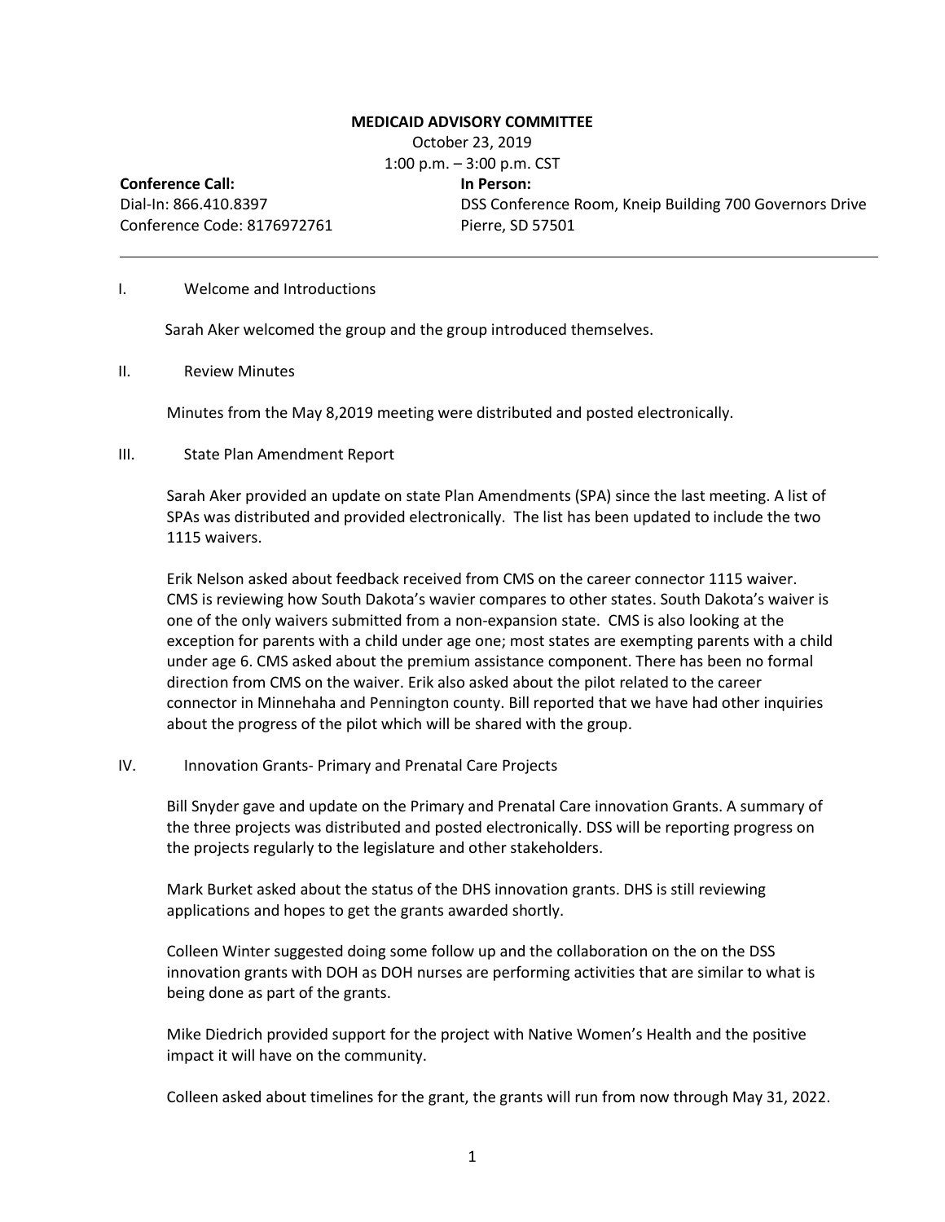**MEDICAID ADVISORY COMMITTEE**

October 23, 2019

1:00 p.m. – 3:00 p.m. CST

**Conference Call:**
Dial-In: 866.410.8397
Conference Code: 8176972761

**In Person:**
DSS Conference Room, Kneip Building 700 Governors Drive
Pierre, SD 57501

---

I. Welcome and Introductions

Sarah Aker welcomed the group and the group introduced themselves.

II. Review Minutes

Minutes from the May 8,2019 meeting were distributed and posted electronically.

III. State Plan Amendment Report

Sarah Aker provided an update on state Plan Amendments (SPA) since the last meeting. A list of SPAs was distributed and provided electronically. The list has been updated to include the two 1115 waivers.

Erik Nelson asked about feedback received from CMS on the career connector 1115 waiver. CMS is reviewing how South Dakota's wavier compares to other states. South Dakota's waiver is one of the only waivers submitted from a non-expansion state. CMS is also looking at the exception for parents with a child under age one; most states are exempting parents with a child under age 6. CMS asked about the premium assistance component. There has been no formal direction from CMS on the waiver. Erik also asked about the pilot related to the career connector in Minnehaha and Pennington county. Bill reported that we have had other inquiries about the progress of the pilot which will be shared with the group.

IV. Innovation Grants- Primary and Prenatal Care Projects

Bill Snyder gave and update on the Primary and Prenatal Care innovation Grants. A summary of the three projects was distributed and posted electronically. DSS will be reporting progress on the projects regularly to the legislature and other stakeholders.

Mark Burket asked about the status of the DHS innovation grants. DHS is still reviewing applications and hopes to get the grants awarded shortly.

Colleen Winter suggested doing some follow up and the collaboration on the on the DSS innovation grants with DOH as DOH nurses are performing activities that are similar to what is being done as part of the grants.

Mike Diedrich provided support for the project with Native Women's Health and the positive impact it will have on the community.

Colleen asked about timelines for the grant, the grants will run from now through May 31, 2022.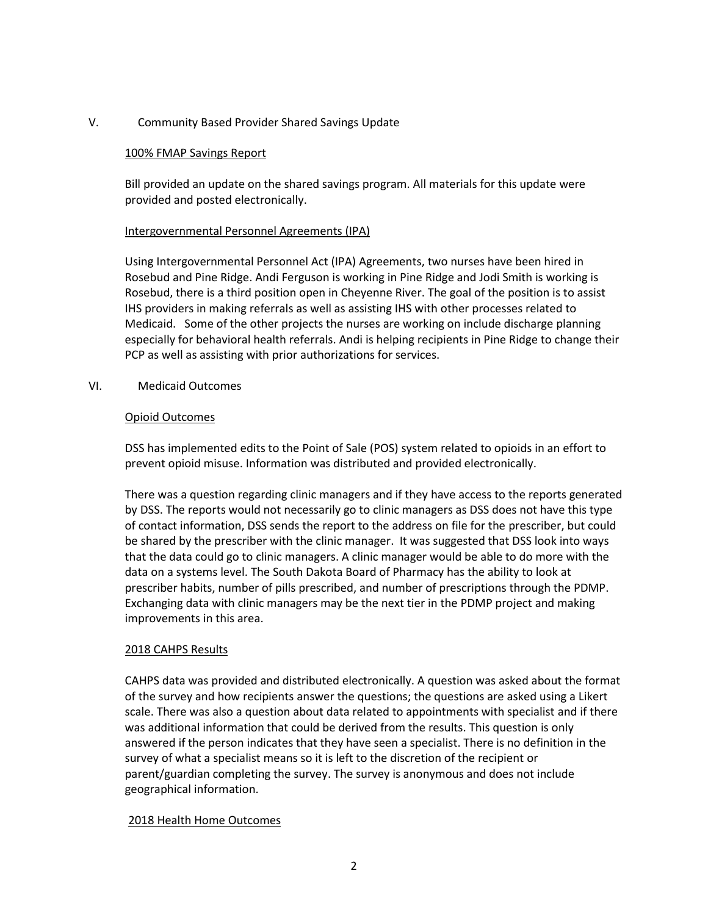## V. Community Based Provider Shared Savings Update

### 100% FMAP Savings Report

Bill provided an update on the shared savings program. All materials for this update were provided and posted electronically.

### Intergovernmental Personnel Agreements (IPA)

Using Intergovernmental Personnel Act (IPA) Agreements, two nurses have been hired in Rosebud and Pine Ridge. Andi Ferguson is working in Pine Ridge and Jodi Smith is working is Rosebud, there is a third position open in Cheyenne River. The goal of the position is to assist IHS providers in making referrals as well as assisting IHS with other processes related to Medicaid. Some of the other projects the nurses are working on include discharge planning especially for behavioral health referrals. Andi is helping recipients in Pine Ridge to change their PCP as well as assisting with prior authorizations for services.

## VI. Medicaid Outcomes

### Opioid Outcomes

DSS has implemented edits to the Point of Sale (POS) system related to opioids in an effort to prevent opioid misuse. Information was distributed and provided electronically.

There was a question regarding clinic managers and if they have access to the reports generated by DSS. The reports would not necessarily go to clinic managers as DSS does not have this type of contact information, DSS sends the report to the address on file for the prescriber, but could be shared by the prescriber with the clinic manager. It was suggested that DSS look into ways that the data could go to clinic managers. A clinic manager would be able to do more with the data on a systems level. The South Dakota Board of Pharmacy has the ability to look at prescriber habits, number of pills prescribed, and number of prescriptions through the PDMP. Exchanging data with clinic managers may be the next tier in the PDMP project and making improvements in this area.

### 2018 CAHPS Results

CAHPS data was provided and distributed electronically. A question was asked about the format of the survey and how recipients answer the questions; the questions are asked using a Likert scale. There was also a question about data related to appointments with specialist and if there was additional information that could be derived from the results. This question is only answered if the person indicates that they have seen a specialist. There is no definition in the survey of what a specialist means so it is left to the discretion of the recipient or parent/guardian completing the survey. The survey is anonymous and does not include geographical information.

### 2018 Health Home Outcomes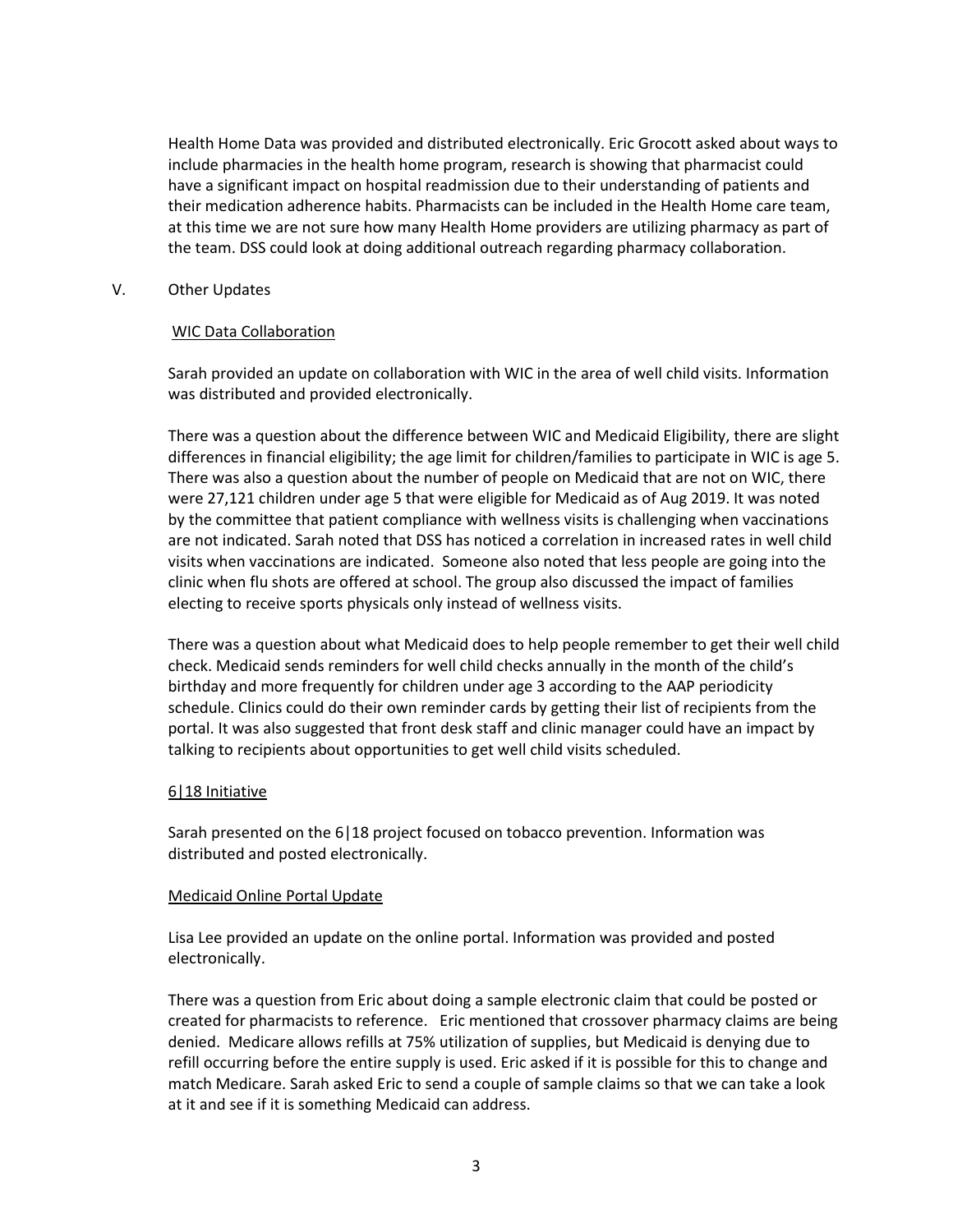Health Home Data was provided and distributed electronically. Eric Grocott asked about ways to include pharmacies in the health home program, research is showing that pharmacist could have a significant impact on hospital readmission due to their understanding of patients and their medication adherence habits. Pharmacists can be included in the Health Home care team, at this time we are not sure how many Health Home providers are utilizing pharmacy as part of the team. DSS could look at doing additional outreach regarding pharmacy collaboration.

## V. Other Updates

### WIC Data Collaboration

Sarah provided an update on collaboration with WIC in the area of well child visits. Information was distributed and provided electronically.

There was a question about the difference between WIC and Medicaid Eligibility, there are slight differences in financial eligibility; the age limit for children/families to participate in WIC is age 5. There was also a question about the number of people on Medicaid that are not on WIC, there were 27,121 children under age 5 that were eligible for Medicaid as of Aug 2019. It was noted by the committee that patient compliance with wellness visits is challenging when vaccinations are not indicated. Sarah noted that DSS has noticed a correlation in increased rates in well child visits when vaccinations are indicated. Someone also noted that less people are going into the clinic when flu shots are offered at school. The group also discussed the impact of families electing to receive sports physicals only instead of wellness visits.

There was a question about what Medicaid does to help people remember to get their well child check. Medicaid sends reminders for well child checks annually in the month of the child's birthday and more frequently for children under age 3 according to the AAP periodicity schedule. Clinics could do their own reminder cards by getting their list of recipients from the portal. It was also suggested that front desk staff and clinic manager could have an impact by talking to recipients about opportunities to get well child visits scheduled.

### 6|18 Initiative

Sarah presented on the 6|18 project focused on tobacco prevention. Information was distributed and posted electronically.

### Medicaid Online Portal Update

Lisa Lee provided an update on the online portal. Information was provided and posted electronically.

There was a question from Eric about doing a sample electronic claim that could be posted or created for pharmacists to reference. Eric mentioned that crossover pharmacy claims are being denied. Medicare allows refills at 75% utilization of supplies, but Medicaid is denying due to refill occurring before the entire supply is used. Eric asked if it is possible for this to change and match Medicare. Sarah asked Eric to send a couple of sample claims so that we can take a look at it and see if it is something Medicaid can address.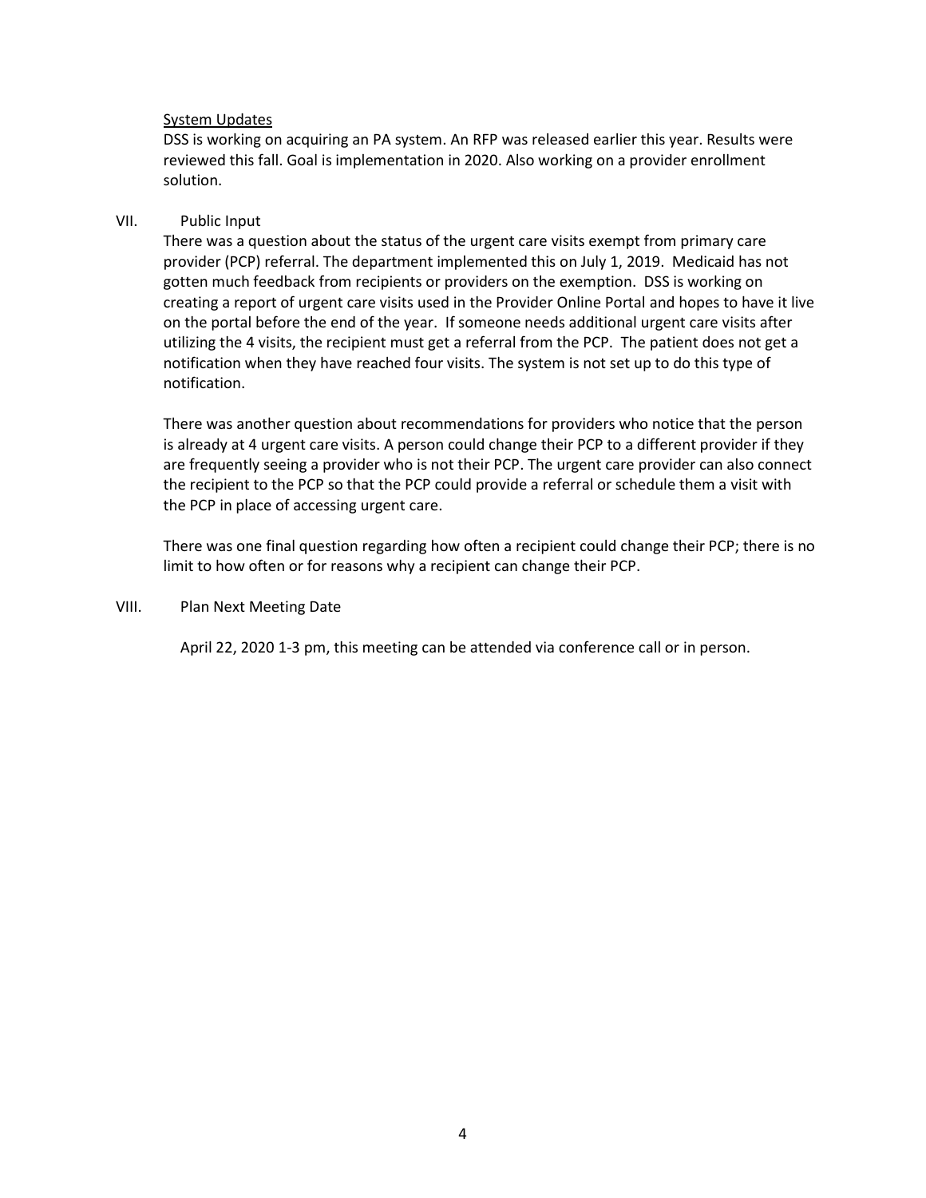System Updates

DSS is working on acquiring an PA system. An RFP was released earlier this year. Results were reviewed this fall. Goal is implementation in 2020. Also working on a provider enrollment solution.

## VII. Public Input

There was a question about the status of the urgent care visits exempt from primary care provider (PCP) referral. The department implemented this on July 1, 2019. Medicaid has not gotten much feedback from recipients or providers on the exemption. DSS is working on creating a report of urgent care visits used in the Provider Online Portal and hopes to have it live on the portal before the end of the year. If someone needs additional urgent care visits after utilizing the 4 visits, the recipient must get a referral from the PCP. The patient does not get a notification when they have reached four visits. The system is not set up to do this type of notification.

There was another question about recommendations for providers who notice that the person is already at 4 urgent care visits. A person could change their PCP to a different provider if they are frequently seeing a provider who is not their PCP. The urgent care provider can also connect the recipient to the PCP so that the PCP could provide a referral or schedule them a visit with the PCP in place of accessing urgent care.

There was one final question regarding how often a recipient could change their PCP; there is no limit to how often or for reasons why a recipient can change their PCP.

## VIII. Plan Next Meeting Date

April 22, 2020 1-3 pm, this meeting can be attended via conference call or in person.